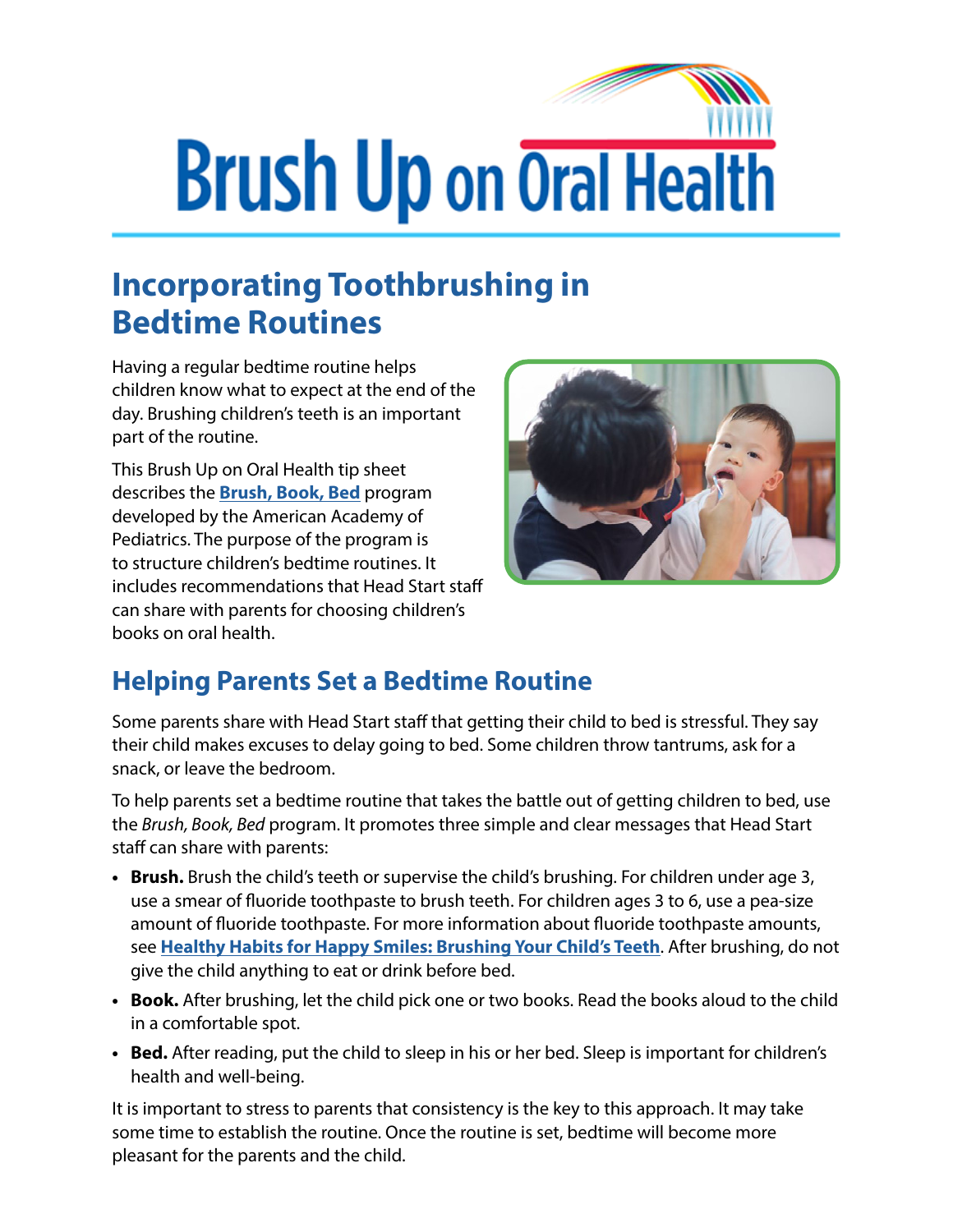# Brush Up on Oral Health

## Incorporating Toothbrushing in Bedtime Routines

Having a regular bedtime routine helps children know what to expect at the end of the day. Brushing children's teeth is an important part of the routine.

This Brush Up on Oral Health tip sheet describes the **Brush, Book, Bed** program developed by the American Academy of Pediatrics. The purpose of the program is to structure children's bedtime routines. It includes recommendations that Head Start staff can share with parents for choosing children's books on oral health.

## Helping Parents Set a Bedtime Routine

Some parents share with Head Start staff that getting their child to bed is stressful. They say their child makes excuses to delay going to bed. Some children throw tantrums, ask for a snack, or leave the bedroom.

To help parents set a bedtime routine that takes the battle out of getting children to bed, use the *Brush, Book, Bed* program. It promotes three simple and clear messages that Head Start staff can share with parents:

- **Brush.** Brush the child's teeth or supervise the child's brushing. For children under age 3, use a smear of fluoride toothpaste to brush teeth. For children ages 3 to 6, use a pea-size amount of fluoride toothpaste. For more information about fluoride toothpaste amounts, see **Healthy Habits for Happy Smiles: Brushing Your Child's Teeth**. After brushing, do not give the child anything to eat or drink before bed.
- **Book.** After brushing, let the child pick one or two books. Read the books aloud to the child in a comfortable spot.
- **Bed.** After reading, put the child to sleep in his or her bed. Sleep is important for children's health and well-being.

It is important to stress to parents that consistency is the key to this approach. It may take some time to establish the routine. Once the routine is set, bedtime will become more pleasant for the parents and the child.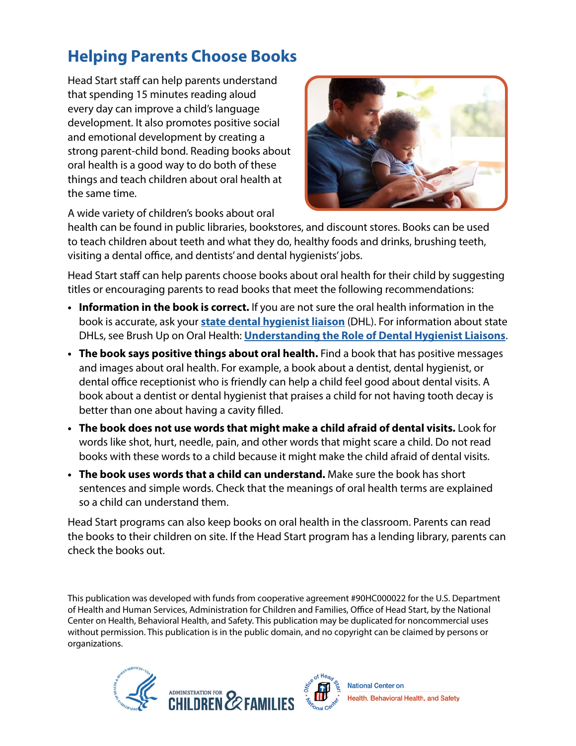## Helping Parents Choose Books

Head Start staff can help parents understand that spending 15 minutes reading aloud every day can improve a child's language development. It also promotes positive social and emotional development by creating a strong parent-child bond. Reading books about oral health is a good way to do both of these things and teach children about oral health at the same time.

A wide variety of children's books about oral health can be found in public libraries, bookstores, and discount stores. Books can be used to teach children about teeth and what they do, healthy foods and drinks, brushing teeth, visiting a dental office, and dentists' and dental hygienists' jobs.

Head Start staff can help parents choose books about oral health for their child by suggesting titles or encouraging parents to read books that meet the following recommendations:

- **Information in the book is correct.** If you are not sure the oral health information in the book is accurate, ask your **state dental hygienist liaison** (DHL). For information about state DHLs, see Brush Up on Oral Health: **Understanding the Role of Dental Hygienist Liaisons**.
- **The book says positive things about oral health.** Find a book that has positive messages and images about oral health. For example, a book about a dentist, dental hygienist, or dental office receptionist who is friendly can help a child feel good about dental visits. A book about a dentist or dental hygienist that praises a child for not having tooth decay is better than one about having a cavity filled.
- **The book does not use words that might make a child afraid of dental visits.** Look for words like shot, hurt, needle, pain, and other words that might scare a child. Do not read books with these words to a child because it might make the child afraid of dental visits.
- **The book uses words that a child can understand.** Make sure the book has short sentences and simple words. Check that the meanings of oral health terms are explained so a child can understand them.

Head Start programs can also keep books on oral health in the classroom. Parents can read the books to their children on site. If the Head Start program has a lending library, parents can check the books out.

This publication was developed with funds from cooperative agreement #90HC000022 for the U.S. Department of Health and Human Services, Administration for Children and Families, Office of Head Start, by the National Center on Health, Behavioral Health, and Safety. This publication may be duplicated for noncommercial uses without permission. This publication is in the public domain, and no copyright can be claimed by persons or organizations.